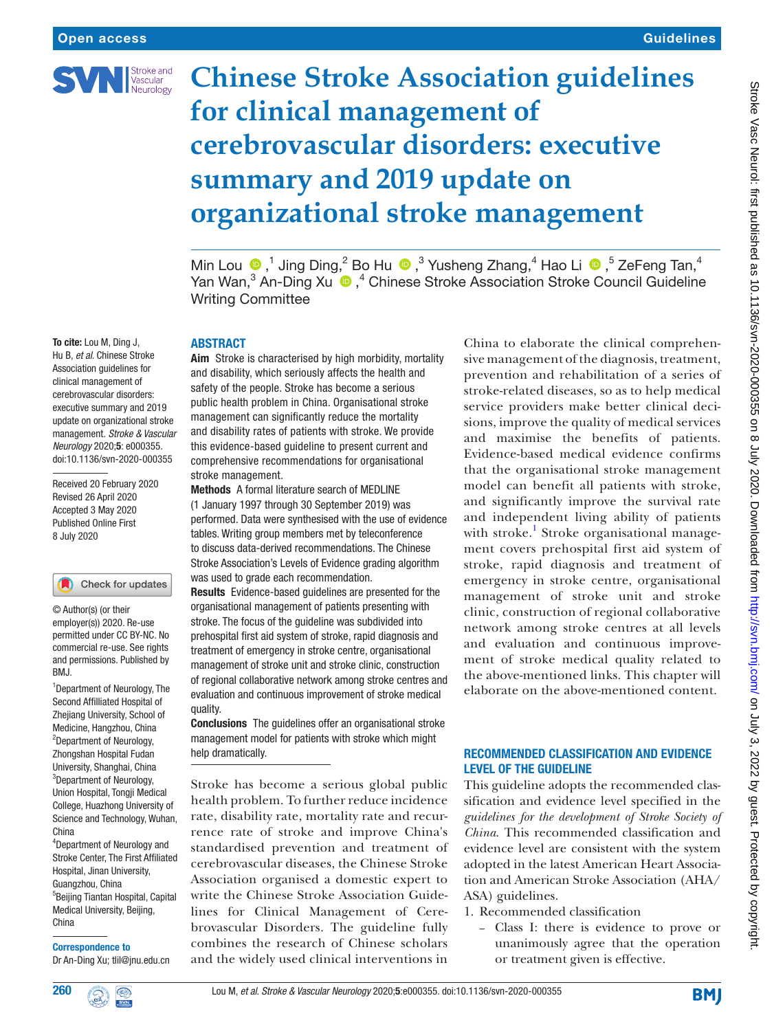# Chinese Stroke Association guidelines for clinical management of cerebrovascular disorders: executive summary and 2019 update on organizational stroke management

Min Lou,[1] Jing Ding,[2] Bo Hu,[3] Yusheng Zhang,[4] Hao Li,[5] ZeFeng Tan,[4] Yan Wan,[3] An-Ding Xu,[4] Chinese Stroke Association Stroke Council Guideline Writing Committee

**To cite:** Lou M, Ding J, Hu B, *et al*. Chinese Stroke Association guidelines for clinical management of cerebrovascular disorders: executive summary and 2019 update on organizational stroke management. *Stroke & Vascular Neurology* 2020;**5**: e000355. doi:10.1136/svn-2020-000355

Received 20 February 2020
Revised 26 April 2020
Accepted 3 May 2020
Published Online First 8 July 2020

© Author(s) (or their employer(s)) 2020. Re-use permitted under CC BY-NC. No commercial re-use. See rights and permissions. Published by BMJ.

[1]Department of Neurology, The Second Affiliated Hospital of Zhejiang University, School of Medicine, Hangzhou, China
[2]Department of Neurology, Zhongshan Hospital Fudan University, Shanghai, China
[3]Department of Neurology, Union Hospital, Tongji Medical College, Huazhong University of Science and Technology, Wuhan, China
[4]Department of Neurology and Stroke Center, The First Affiliated Hospital, Jinan University, Guangzhou, China
[5]Beijing Tiantan Hospital, Capital Medical University, Beijing, China

**Correspondence to**
Dr An-Ding Xu; tlil@jnu.edu.cn

## ABSTRACT

**Aim** Stroke is characterised by high morbidity, mortality and disability, which seriously affects the health and safety of the people. Stroke has become a serious public health problem in China. Organisational stroke management can significantly reduce the mortality and disability rates of patients with stroke. We provide this evidence-based guideline to present current and comprehensive recommendations for organisational stroke management.

**Methods** A formal literature search of MEDLINE (1 January 1997 through 30 September 2019) was performed. Data were synthesised with the use of evidence tables. Writing group members met by teleconference to discuss data-derived recommendations. The Chinese Stroke Association's Levels of Evidence grading algorithm was used to grade each recommendation.

**Results** Evidence-based guidelines are presented for the organisational management of patients presenting with stroke. The focus of the guideline was subdivided into prehospital first aid system of stroke, rapid diagnosis and treatment of emergency in stroke centre, organisational management of stroke unit and stroke clinic, construction of regional collaborative network among stroke centres and evaluation and continuous improvement of stroke medical quality.

**Conclusions** The guidelines offer an organisational stroke management model for patients with stroke which might help dramatically.

Stroke has become a serious global public health problem. To further reduce incidence rate, disability rate, mortality rate and recurrence rate of stroke and improve China's standardised prevention and treatment of cerebrovascular diseases, the Chinese Stroke Association organised a domestic expert to write the Chinese Stroke Association Guidelines for Clinical Management of Cerebrovascular Disorders. The guideline fully combines the research of Chinese scholars and the widely used clinical interventions in China to elaborate the clinical comprehensive management of the diagnosis, treatment, prevention and rehabilitation of a series of stroke-related diseases, so as to help medical service providers make better clinical decisions, improve the quality of medical services and maximise the benefits of patients. Evidence-based medical evidence confirms that the organisational stroke management model can benefit all patients with stroke, and significantly improve the survival rate and independent living ability of patients with stroke.[1] Stroke organisational management covers prehospital first aid system of stroke, rapid diagnosis and treatment of emergency in stroke centre, organisational management of stroke unit and stroke clinic, construction of regional collaborative network among stroke centres at all levels and evaluation and continuous improvement of stroke medical quality related to the above-mentioned links. This chapter will elaborate on the above-mentioned content.

## RECOMMENDED CLASSIFICATION AND EVIDENCE LEVEL OF THE GUIDELINE

This guideline adopts the recommended classification and evidence level specified in the *guidelines for the development of Stroke Society of China*. This recommended classification and evidence level are consistent with the system adopted in the latest American Heart Association and American Stroke Association (AHA/ASA) guidelines.

1. Recommended classification
   - Class I: there is evidence to prove or unanimously agree that the operation or treatment given is effective.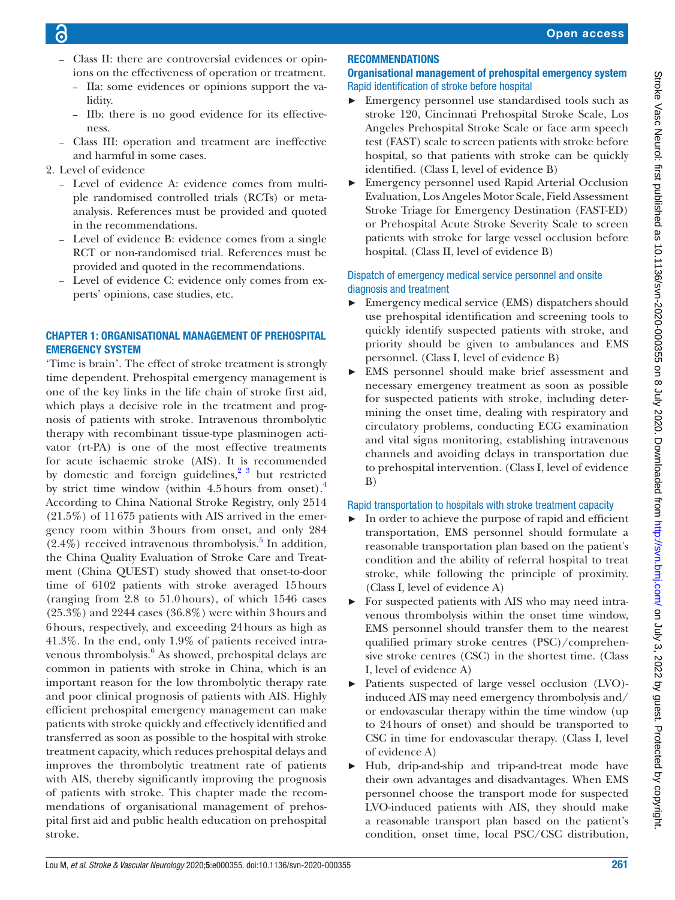- Class II: there are controversial evidences or opinions on the effectiveness of operation or treatment.
  - IIa: some evidences or opinions support the validity.
  - IIb: there is no good evidence for its effectiveness.
- Class III: operation and treatment are ineffective and harmful in some cases.

2. Level of evidence
   - Level of evidence A: evidence comes from multiple randomised controlled trials (RCTs) or meta-analysis. References must be provided and quoted in the recommendations.
   - Level of evidence B: evidence comes from a single RCT or non-randomised trial. References must be provided and quoted in the recommendations.
   - Level of evidence C: evidence only comes from experts' opinions, case studies, etc.

## CHAPTER 1: ORGANISATIONAL MANAGEMENT OF PREHOSPITAL EMERGENCY SYSTEM

'Time is brain'. The effect of stroke treatment is strongly time dependent. Prehospital emergency management is one of the key links in the life chain of stroke first aid, which plays a decisive role in the treatment and prognosis of patients with stroke. Intravenous thrombolytic therapy with recombinant tissue-type plasminogen activator (rt-PA) is one of the most effective treatments for acute ischaemic stroke (AIS). It is recommended by domestic and foreign guidelines,[2 3] but restricted by strict time window (within 4.5 hours from onset).[4] According to China National Stroke Registry, only 2514 (21.5%) of 11 675 patients with AIS arrived in the emergency room within 3 hours from onset, and only 284 (2.4%) received intravenous thrombolysis.[5] In addition, the China Quality Evaluation of Stroke Care and Treatment (China QUEST) study showed that onset-to-door time of 6102 patients with stroke averaged 15 hours (ranging from 2.8 to 51.0 hours), of which 1546 cases (25.3%) and 2244 cases (36.8%) were within 3 hours and 6 hours, respectively, and exceeding 24 hours as high as 41.3%. In the end, only 1.9% of patients received intravenous thrombolysis.[6] As showed, prehospital delays are common in patients with stroke in China, which is an important reason for the low thrombolytic therapy rate and poor clinical prognosis of patients with AIS. Highly efficient prehospital emergency management can make patients with stroke quickly and effectively identified and transferred as soon as possible to the hospital with stroke treatment capacity, which reduces prehospital delays and improves the thrombolytic treatment rate of patients with AIS, thereby significantly improving the prognosis of patients with stroke. This chapter made the recommendations of organisational management of prehospital first aid and public health education on prehospital stroke.

## RECOMMENDATIONS

### Organisational management of prehospital emergency system

#### Rapid identification of stroke before hospital

- Emergency personnel use standardised tools such as stroke 120, Cincinnati Prehospital Stroke Scale, Los Angeles Prehospital Stroke Scale or face arm speech test (FAST) scale to screen patients with stroke before hospital, so that patients with stroke can be quickly identified. (Class I, level of evidence B)
- Emergency personnel used Rapid Arterial Occlusion Evaluation, Los Angeles Motor Scale, Field Assessment Stroke Triage for Emergency Destination (FAST-ED) or Prehospital Acute Stroke Severity Scale to screen patients with stroke for large vessel occlusion before hospital. (Class II, level of evidence B)

#### Dispatch of emergency medical service personnel and onsite diagnosis and treatment

- Emergency medical service (EMS) dispatchers should use prehospital identification and screening tools to quickly identify suspected patients with stroke, and priority should be given to ambulances and EMS personnel. (Class I, level of evidence B)
- EMS personnel should make brief assessment and necessary emergency treatment as soon as possible for suspected patients with stroke, including determining the onset time, dealing with respiratory and circulatory problems, conducting ECG examination and vital signs monitoring, establishing intravenous channels and avoiding delays in transportation due to prehospital intervention. (Class I, level of evidence B)

#### Rapid transportation to hospitals with stroke treatment capacity

- In order to achieve the purpose of rapid and efficient transportation, EMS personnel should formulate a reasonable transportation plan based on the patient's condition and the ability of referral hospital to treat stroke, while following the principle of proximity. (Class I, level of evidence A)
- For suspected patients with AIS who may need intravenous thrombolysis within the onset time window, EMS personnel should transfer them to the nearest qualified primary stroke centres (PSC)/comprehensive stroke centres (CSC) in the shortest time. (Class I, level of evidence A)
- Patients suspected of large vessel occlusion (LVO)-induced AIS may need emergency thrombolysis and/or endovascular therapy within the time window (up to 24 hours of onset) and should be transported to CSC in time for endovascular therapy. (Class I, level of evidence A)
- Hub, drip-and-ship and trip-and-treat mode have their own advantages and disadvantages. When EMS personnel choose the transport mode for suspected LVO-induced patients with AIS, they should make a reasonable transport plan based on the patient's condition, onset time, local PSC/CSC distribution,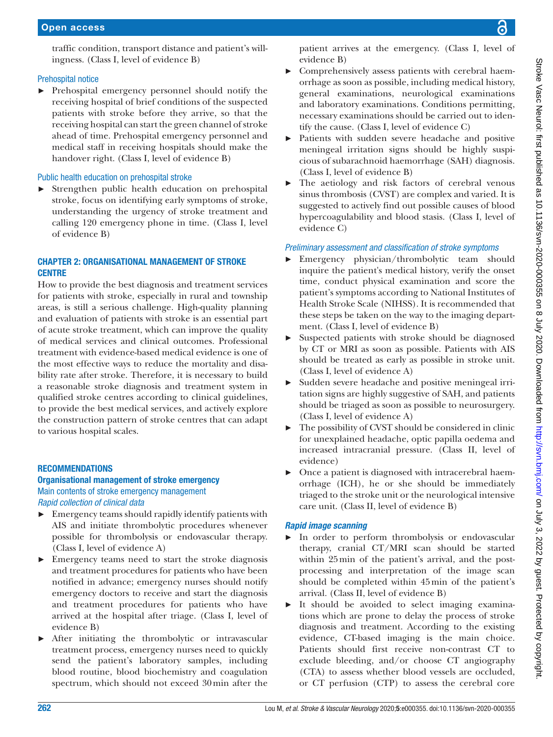traffic condition, transport distance and patient's willingness. (Class I, level of evidence B)

#### Prehospital notice

- Prehospital emergency personnel should notify the receiving hospital of brief conditions of the suspected patients with stroke before they arrive, so that the receiving hospital can start the green channel of stroke ahead of time. Prehospital emergency personnel and medical staff in receiving hospitals should make the handover right. (Class I, level of evidence B)

#### Public health education on prehospital stroke

- Strengthen public health education on prehospital stroke, focus on identifying early symptoms of stroke, understanding the urgency of stroke treatment and calling 120 emergency phone in time. (Class I, level of evidence B)

## CHAPTER 2: ORGANISATIONAL MANAGEMENT OF STROKE CENTRE

How to provide the best diagnosis and treatment services for patients with stroke, especially in rural and township areas, is still a serious challenge. High-quality planning and evaluation of patients with stroke is an essential part of acute stroke treatment, which can improve the quality of medical services and clinical outcomes. Professional treatment with evidence-based medical evidence is one of the most effective ways to reduce the mortality and disability rate after stroke. Therefore, it is necessary to build a reasonable stroke diagnosis and treatment system in qualified stroke centres according to clinical guidelines, to provide the best medical services, and actively explore the construction pattern of stroke centres that can adapt to various hospital scales.

## RECOMMENDATIONS

### Organisational management of stroke emergency

#### Main contents of stroke emergency management

##### *Rapid collection of clinical data*

- Emergency teams should rapidly identify patients with AIS and initiate thrombolytic procedures whenever possible for thrombolysis or endovascular therapy. (Class I, level of evidence A)
- Emergency teams need to start the stroke diagnosis and treatment procedures for patients who have been notified in advance; emergency nurses should notify emergency doctors to receive and start the diagnosis and treatment procedures for patients who have arrived at the hospital after triage. (Class I, level of evidence B)
- After initiating the thrombolytic or intravascular treatment process, emergency nurses need to quickly send the patient's laboratory samples, including blood routine, blood biochemistry and coagulation spectrum, which should not exceed 30 min after the patient arrives at the emergency. (Class I, level of evidence B)
- Comprehensively assess patients with cerebral haemorrhage as soon as possible, including medical history, general examinations, neurological examinations and laboratory examinations. Conditions permitting, necessary examinations should be carried out to identify the cause. (Class I, level of evidence C)
- Patients with sudden severe headache and positive meningeal irritation signs should be highly suspicious of subarachnoid haemorrhage (SAH) diagnosis. (Class I, level of evidence B)
- The aetiology and risk factors of cerebral venous sinus thrombosis (CVST) are complex and varied. It is suggested to actively find out possible causes of blood hypercoagulability and blood stasis. (Class I, level of evidence C)

##### *Preliminary assessment and classification of stroke symptoms*

- Emergency physician/thrombolytic team should inquire the patient's medical history, verify the onset time, conduct physical examination and score the patient's symptoms according to National Institutes of Health Stroke Scale (NIHSS). It is recommended that these steps be taken on the way to the imaging department. (Class I, level of evidence B)
- Suspected patients with stroke should be diagnosed by CT or MRI as soon as possible. Patients with AIS should be treated as early as possible in stroke unit. (Class I, level of evidence A)
- Sudden severe headache and positive meningeal irritation signs are highly suggestive of SAH, and patients should be triaged as soon as possible to neurosurgery. (Class I, level of evidence A)
- The possibility of CVST should be considered in clinic for unexplained headache, optic papilla oedema and increased intracranial pressure. (Class II, level of evidence)
- Once a patient is diagnosed with intracerebral haemorrhage (ICH), he or she should be immediately triaged to the stroke unit or the neurological intensive care unit. (Class II, level of evidence B)

##### ***Rapid image scanning***

- In order to perform thrombolysis or endovascular therapy, cranial CT/MRI scan should be started within 25 min of the patient's arrival, and the post-processing and interpretation of the image scan should be completed within 45 min of the patient's arrival. (Class II, level of evidence B)
- It should be avoided to select imaging examinations which are prone to delay the process of stroke diagnosis and treatment. According to the existing evidence, CT-based imaging is the main choice. Patients should first receive non-contrast CT to exclude bleeding, and/or choose CT angiography (CTA) to assess whether blood vessels are occluded, or CT perfusion (CTP) to assess the cerebral core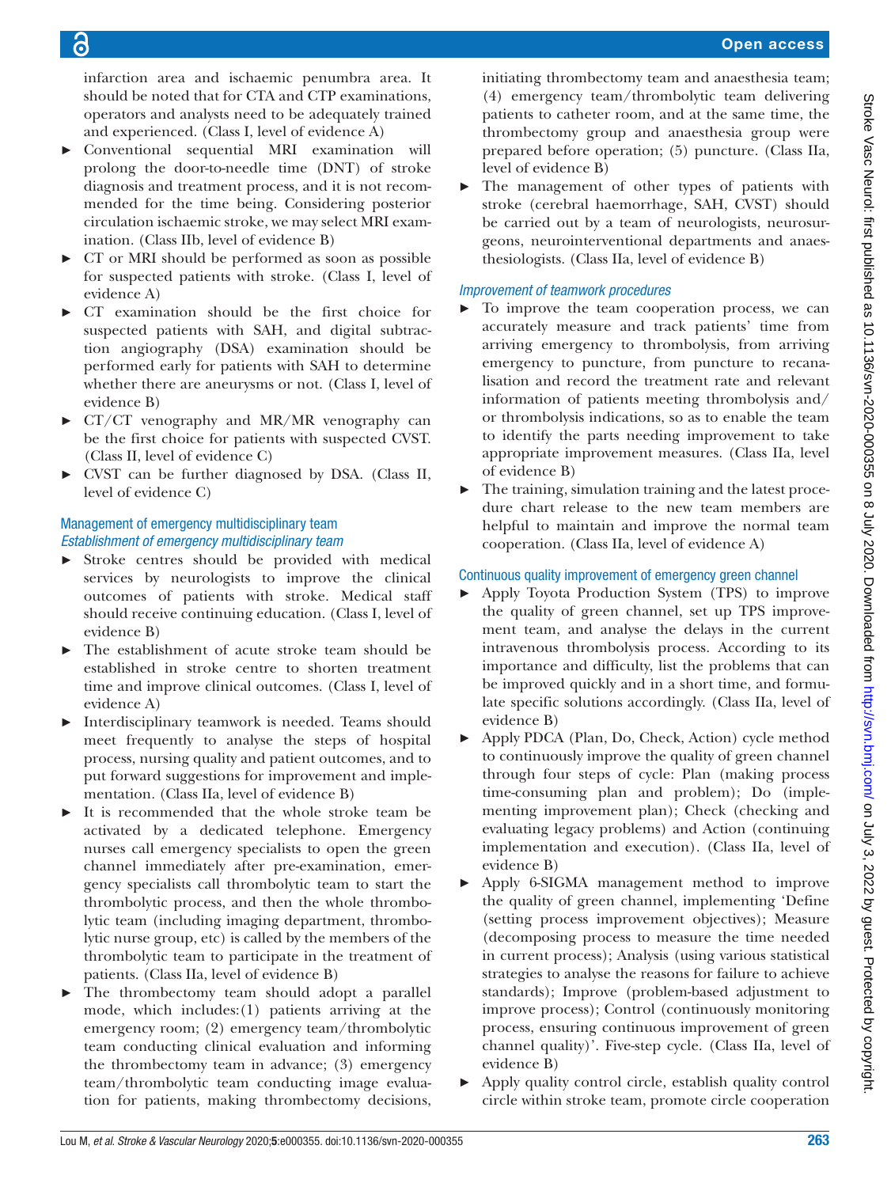infarction area and ischaemic penumbra area. It should be noted that for CTA and CTP examinations, operators and analysts need to be adequately trained and experienced. (Class I, level of evidence A)

- Conventional sequential MRI examination will prolong the door-to-needle time (DNT) of stroke diagnosis and treatment process, and it is not recommended for the time being. Considering posterior circulation ischaemic stroke, we may select MRI examination. (Class IIb, level of evidence B)
- CT or MRI should be performed as soon as possible for suspected patients with stroke. (Class I, level of evidence A)
- CT examination should be the first choice for suspected patients with SAH, and digital subtraction angiography (DSA) examination should be performed early for patients with SAH to determine whether there are aneurysms or not. (Class I, level of evidence B)
- CT/CT venography and MR/MR venography can be the first choice for patients with suspected CVST. (Class II, level of evidence C)
- CVST can be further diagnosed by DSA. (Class II, level of evidence C)

## Management of emergency multidisciplinary team

### *Establishment of emergency multidisciplinary team*

- Stroke centres should be provided with medical services by neurologists to improve the clinical outcomes of patients with stroke. Medical staff should receive continuing education. (Class I, level of evidence B)
- The establishment of acute stroke team should be established in stroke centre to shorten treatment time and improve clinical outcomes. (Class I, level of evidence A)
- Interdisciplinary teamwork is needed. Teams should meet frequently to analyse the steps of hospital process, nursing quality and patient outcomes, and to put forward suggestions for improvement and implementation. (Class IIa, level of evidence B)
- It is recommended that the whole stroke team be activated by a dedicated telephone. Emergency nurses call emergency specialists to open the green channel immediately after pre-examination, emergency specialists call thrombolytic team to start the thrombolytic process, and then the whole thrombolytic team (including imaging department, thrombolytic nurse group, etc) is called by the members of the thrombolytic team to participate in the treatment of patients. (Class IIa, level of evidence B)
- The thrombectomy team should adopt a parallel mode, which includes:(1) patients arriving at the emergency room; (2) emergency team/thrombolytic team conducting clinical evaluation and informing the thrombectomy team in advance; (3) emergency team/thrombolytic team conducting image evaluation for patients, making thrombectomy decisions, initiating thrombectomy team and anaesthesia team; (4) emergency team/thrombolytic team delivering patients to catheter room, and at the same time, the thrombectomy group and anaesthesia group were prepared before operation; (5) puncture. (Class IIa, level of evidence B)
- The management of other types of patients with stroke (cerebral haemorrhage, SAH, CVST) should be carried out by a team of neurologists, neurosurgeons, neurointerventional departments and anaesthesiologists. (Class IIa, level of evidence B)

### *Improvement of teamwork procedures*

- To improve the team cooperation process, we can accurately measure and track patients' time from arriving emergency to thrombolysis, from arriving emergency to puncture, from puncture to recanalisation and record the treatment rate and relevant information of patients meeting thrombolysis and/or thrombolysis indications, so as to enable the team to identify the parts needing improvement to take appropriate improvement measures. (Class IIa, level of evidence B)
- The training, simulation training and the latest procedure chart release to the new team members are helpful to maintain and improve the normal team cooperation. (Class IIa, level of evidence A)

## Continuous quality improvement of emergency green channel

- Apply Toyota Production System (TPS) to improve the quality of green channel, set up TPS improvement team, and analyse the delays in the current intravenous thrombolysis process. According to its importance and difficulty, list the problems that can be improved quickly and in a short time, and formulate specific solutions accordingly. (Class IIa, level of evidence B)
- Apply PDCA (Plan, Do, Check, Action) cycle method to continuously improve the quality of green channel through four steps of cycle: Plan (making process time-consuming plan and problem); Do (implementing improvement plan); Check (checking and evaluating legacy problems) and Action (continuing implementation and execution). (Class IIa, level of evidence B)
- Apply 6-SIGMA management method to improve the quality of green channel, implementing 'Define (setting process improvement objectives); Measure (decomposing process to measure the time needed in current process); Analysis (using various statistical strategies to analyse the reasons for failure to achieve standards); Improve (problem-based adjustment to improve process); Control (continuously monitoring process, ensuring continuous improvement of green channel quality)'. Five-step cycle. (Class IIa, level of evidence B)
- Apply quality control circle, establish quality control circle within stroke team, promote circle cooperation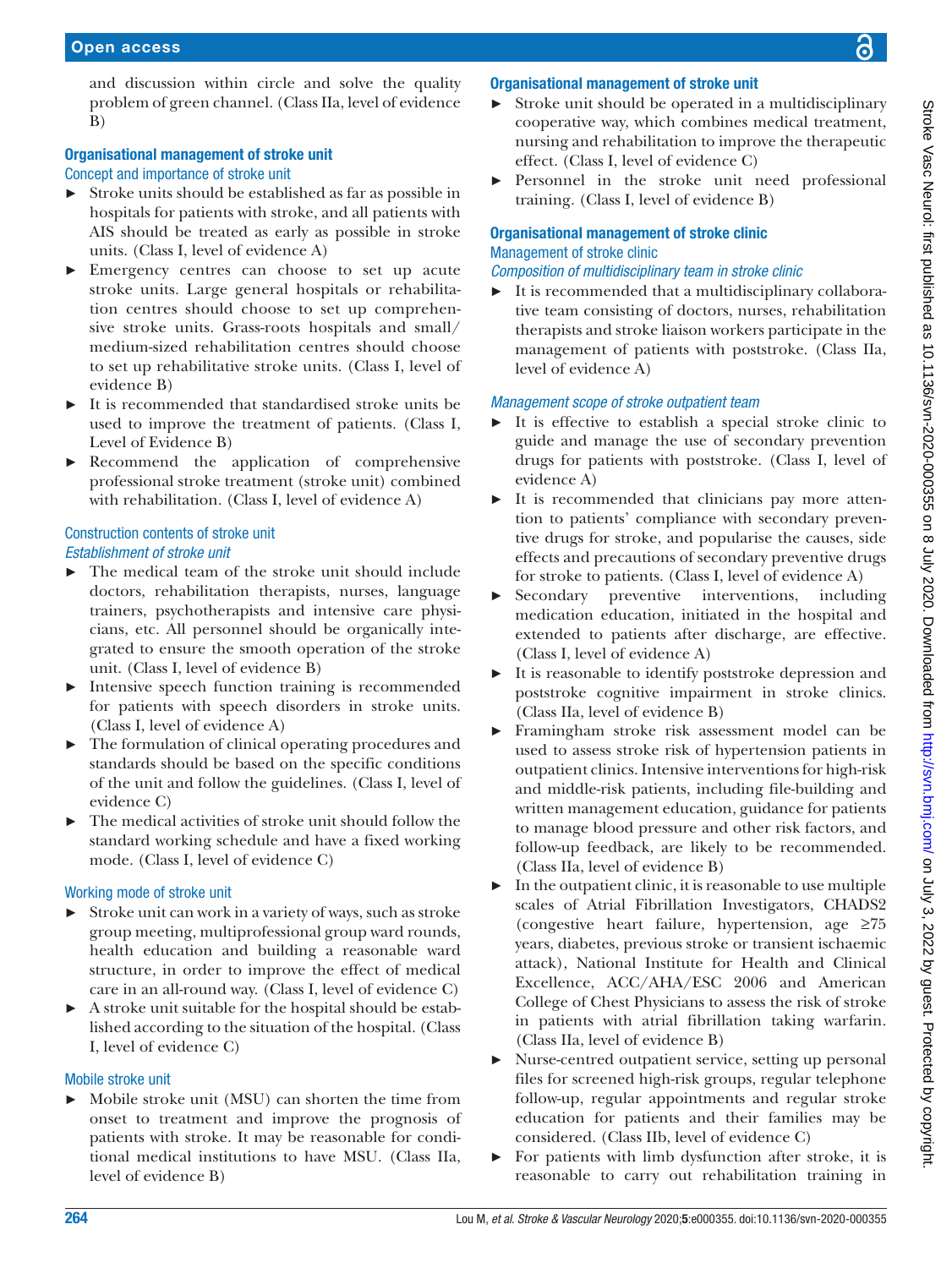and discussion within circle and solve the quality problem of green channel. (Class IIa, level of evidence B)

### Organisational management of stroke unit

#### Concept and importance of stroke unit

- Stroke units should be established as far as possible in hospitals for patients with stroke, and all patients with AIS should be treated as early as possible in stroke units. (Class I, level of evidence A)
- Emergency centres can choose to set up acute stroke units. Large general hospitals or rehabilitation centres should choose to set up comprehensive stroke units. Grass-roots hospitals and small/medium-sized rehabilitation centres should choose to set up rehabilitative stroke units. (Class I, level of evidence B)
- It is recommended that standardised stroke units be used to improve the treatment of patients. (Class I, Level of Evidence B)
- Recommend the application of comprehensive professional stroke treatment (stroke unit) combined with rehabilitation. (Class I, level of evidence A)

#### Construction contents of stroke unit

##### *Establishment of stroke unit*

- The medical team of the stroke unit should include doctors, rehabilitation therapists, nurses, language trainers, psychotherapists and intensive care physicians, etc. All personnel should be organically integrated to ensure the smooth operation of the stroke unit. (Class I, level of evidence B)
- Intensive speech function training is recommended for patients with speech disorders in stroke units. (Class I, level of evidence A)
- The formulation of clinical operating procedures and standards should be based on the specific conditions of the unit and follow the guidelines. (Class I, level of evidence C)
- The medical activities of stroke unit should follow the standard working schedule and have a fixed working mode. (Class I, level of evidence C)

#### Working mode of stroke unit

- Stroke unit can work in a variety of ways, such as stroke group meeting, multiprofessional group ward rounds, health education and building a reasonable ward structure, in order to improve the effect of medical care in an all-round way. (Class I, level of evidence C)
- A stroke unit suitable for the hospital should be established according to the situation of the hospital. (Class I, level of evidence C)

#### Mobile stroke unit

- Mobile stroke unit (MSU) can shorten the time from onset to treatment and improve the prognosis of patients with stroke. It may be reasonable for conditional medical institutions to have MSU. (Class IIa, level of evidence B)

### Organisational management of stroke unit

- Stroke unit should be operated in a multidisciplinary cooperative way, which combines medical treatment, nursing and rehabilitation to improve the therapeutic effect. (Class I, level of evidence C)
- Personnel in the stroke unit need professional training. (Class I, level of evidence B)

### Organisational management of stroke clinic

#### Management of stroke clinic

##### *Composition of multidisciplinary team in stroke clinic*

- It is recommended that a multidisciplinary collaborative team consisting of doctors, nurses, rehabilitation therapists and stroke liaison workers participate in the management of patients with poststroke. (Class IIa, level of evidence A)

##### *Management scope of stroke outpatient team*

- It is effective to establish a special stroke clinic to guide and manage the use of secondary prevention drugs for patients with poststroke. (Class I, level of evidence A)
- It is recommended that clinicians pay more attention to patients' compliance with secondary preventive drugs for stroke, and popularise the causes, side effects and precautions of secondary preventive drugs for stroke to patients. (Class I, level of evidence A)
- Secondary preventive interventions, including medication education, initiated in the hospital and extended to patients after discharge, are effective. (Class I, level of evidence A)
- It is reasonable to identify poststroke depression and poststroke cognitive impairment in stroke clinics. (Class IIa, level of evidence B)
- Framingham stroke risk assessment model can be used to assess stroke risk of hypertension patients in outpatient clinics. Intensive interventions for high-risk and middle-risk patients, including file-building and written management education, guidance for patients to manage blood pressure and other risk factors, and follow-up feedback, are likely to be recommended. (Class IIa, level of evidence B)
- In the outpatient clinic, it is reasonable to use multiple scales of Atrial Fibrillation Investigators, CHADS2 (congestive heart failure, hypertension, age ≥75 years, diabetes, previous stroke or transient ischaemic attack), National Institute for Health and Clinical Excellence, ACC/AHA/ESC 2006 and American College of Chest Physicians to assess the risk of stroke in patients with atrial fibrillation taking warfarin. (Class IIa, level of evidence B)
- Nurse-centred outpatient service, setting up personal files for screened high-risk groups, regular telephone follow-up, regular appointments and regular stroke education for patients and their families may be considered. (Class IIb, level of evidence C)
- For patients with limb dysfunction after stroke, it is reasonable to carry out rehabilitation training in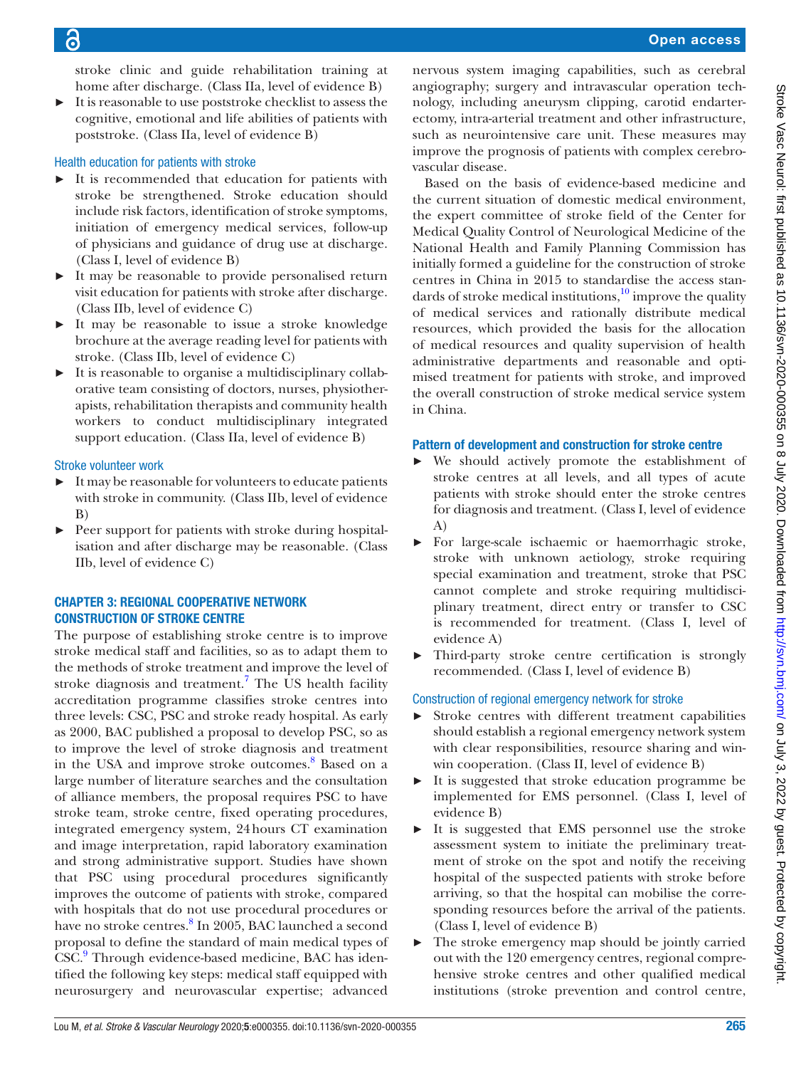stroke clinic and guide rehabilitation training at home after discharge. (Class IIa, level of evidence B)

- It is reasonable to use poststroke checklist to assess the cognitive, emotional and life abilities of patients with poststroke. (Class IIa, level of evidence B)

### Health education for patients with stroke

- It is recommended that education for patients with stroke be strengthened. Stroke education should include risk factors, identification of stroke symptoms, initiation of emergency medical services, follow-up of physicians and guidance of drug use at discharge. (Class I, level of evidence B)
- It may be reasonable to provide personalised return visit education for patients with stroke after discharge. (Class IIb, level of evidence C)
- It may be reasonable to issue a stroke knowledge brochure at the average reading level for patients with stroke. (Class IIb, level of evidence C)
- It is reasonable to organise a multidisciplinary collaborative team consisting of doctors, nurses, physiotherapists, rehabilitation therapists and community health workers to conduct multidisciplinary integrated support education. (Class IIa, level of evidence B)

### Stroke volunteer work

- It may be reasonable for volunteers to educate patients with stroke in community. (Class IIb, level of evidence B)
- Peer support for patients with stroke during hospitalisation and after discharge may be reasonable. (Class IIb, level of evidence C)

## CHAPTER 3: REGIONAL COOPERATIVE NETWORK CONSTRUCTION OF STROKE CENTRE

The purpose of establishing stroke centre is to improve stroke medical staff and facilities, so as to adapt them to the methods of stroke treatment and improve the level of stroke diagnosis and treatment.[7] The US health facility accreditation programme classifies stroke centres into three levels: CSC, PSC and stroke ready hospital. As early as 2000, BAC published a proposal to develop PSC, so as to improve the level of stroke diagnosis and treatment in the USA and improve stroke outcomes.[8] Based on a large number of literature searches and the consultation of alliance members, the proposal requires PSC to have stroke team, stroke centre, fixed operating procedures, integrated emergency system, 24 hours CT examination and image interpretation, rapid laboratory examination and strong administrative support. Studies have shown that PSC using procedural procedures significantly improves the outcome of patients with stroke, compared with hospitals that do not use procedural procedures or have no stroke centres.[8] In 2005, BAC launched a second proposal to define the standard of main medical types of CSC.[9] Through evidence-based medicine, BAC has identified the following key steps: medical staff equipped with neurosurgery and neurovascular expertise; advanced nervous system imaging capabilities, such as cerebral angiography; surgery and intravascular operation technology, including aneurysm clipping, carotid endarterectomy, intra-arterial treatment and other infrastructure, such as neurointensive care unit. These measures may improve the prognosis of patients with complex cerebrovascular disease.

Based on the basis of evidence-based medicine and the current situation of domestic medical environment, the expert committee of stroke field of the Center for Medical Quality Control of Neurological Medicine of the National Health and Family Planning Commission has initially formed a guideline for the construction of stroke centres in China in 2015 to standardise the access standards of stroke medical institutions,[10] improve the quality of medical services and rationally distribute medical resources, which provided the basis for the allocation of medical resources and quality supervision of health administrative departments and reasonable and optimised treatment for patients with stroke, and improved the overall construction of stroke medical service system in China.

### Pattern of development and construction for stroke centre

- We should actively promote the establishment of stroke centres at all levels, and all types of acute patients with stroke should enter the stroke centres for diagnosis and treatment. (Class I, level of evidence A)
- For large-scale ischaemic or haemorrhagic stroke, stroke with unknown aetiology, stroke requiring special examination and treatment, stroke that PSC cannot complete and stroke requiring multidisciplinary treatment, direct entry or transfer to CSC is recommended for treatment. (Class I, level of evidence A)
- Third-party stroke centre certification is strongly recommended. (Class I, level of evidence B)

### Construction of regional emergency network for stroke

- Stroke centres with different treatment capabilities should establish a regional emergency network system with clear responsibilities, resource sharing and win-win cooperation. (Class II, level of evidence B)
- It is suggested that stroke education programme be implemented for EMS personnel. (Class I, level of evidence B)
- It is suggested that EMS personnel use the stroke assessment system to initiate the preliminary treatment of stroke on the spot and notify the receiving hospital of the suspected patients with stroke before arriving, so that the hospital can mobilise the corresponding resources before the arrival of the patients. (Class I, level of evidence B)
- The stroke emergency map should be jointly carried out with the 120 emergency centres, regional comprehensive stroke centres and other qualified medical institutions (stroke prevention and control centre,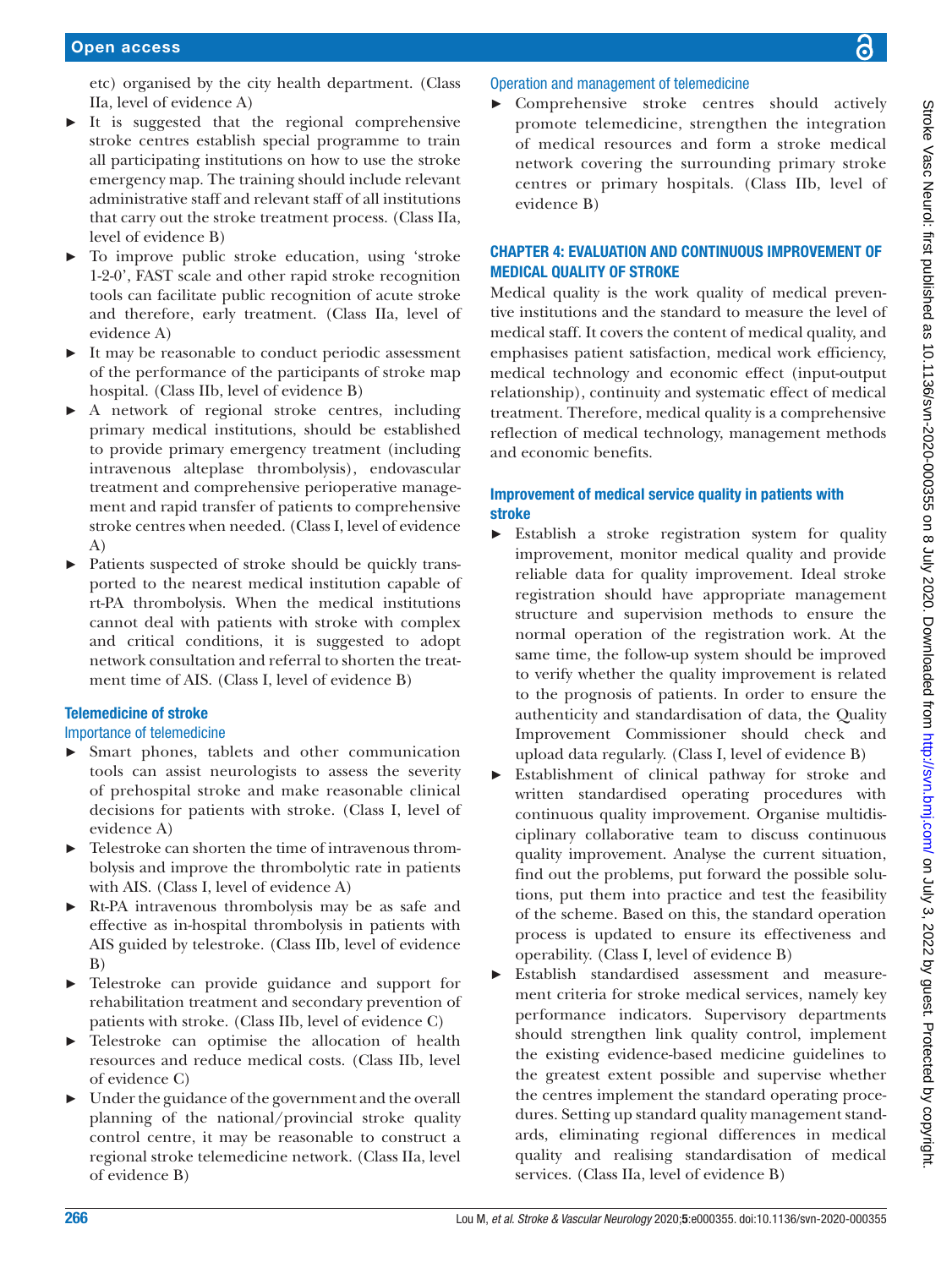etc) organised by the city health department. (Class IIa, level of evidence A)

- It is suggested that the regional comprehensive stroke centres establish special programme to train all participating institutions on how to use the stroke emergency map. The training should include relevant administrative staff and relevant staff of all institutions that carry out the stroke treatment process. (Class IIa, level of evidence B)
- To improve public stroke education, using 'stroke 1-2-0', FAST scale and other rapid stroke recognition tools can facilitate public recognition of acute stroke and therefore, early treatment. (Class IIa, level of evidence A)
- It may be reasonable to conduct periodic assessment of the performance of the participants of stroke map hospital. (Class IIb, level of evidence B)
- A network of regional stroke centres, including primary medical institutions, should be established to provide primary emergency treatment (including intravenous alteplase thrombolysis), endovascular treatment and comprehensive perioperative management and rapid transfer of patients to comprehensive stroke centres when needed. (Class I, level of evidence A)
- Patients suspected of stroke should be quickly transported to the nearest medical institution capable of rt-PA thrombolysis. When the medical institutions cannot deal with patients with stroke with complex and critical conditions, it is suggested to adopt network consultation and referral to shorten the treatment time of AIS. (Class I, level of evidence B)

### Telemedicine of stroke

#### Importance of telemedicine

- Smart phones, tablets and other communication tools can assist neurologists to assess the severity of prehospital stroke and make reasonable clinical decisions for patients with stroke. (Class I, level of evidence A)
- Telestroke can shorten the time of intravenous thrombolysis and improve the thrombolytic rate in patients with AIS. (Class I, level of evidence A)
- Rt-PA intravenous thrombolysis may be as safe and effective as in-hospital thrombolysis in patients with AIS guided by telestroke. (Class IIb, level of evidence B)
- Telestroke can provide guidance and support for rehabilitation treatment and secondary prevention of patients with stroke. (Class IIb, level of evidence C)
- Telestroke can optimise the allocation of health resources and reduce medical costs. (Class IIb, level of evidence C)
- Under the guidance of the government and the overall planning of the national/provincial stroke quality control centre, it may be reasonable to construct a regional stroke telemedicine network. (Class IIa, level of evidence B)

#### Operation and management of telemedicine

- Comprehensive stroke centres should actively promote telemedicine, strengthen the integration of medical resources and form a stroke medical network covering the surrounding primary stroke centres or primary hospitals. (Class IIb, level of evidence B)

## CHAPTER 4: EVALUATION AND CONTINUOUS IMPROVEMENT OF MEDICAL QUALITY OF STROKE

Medical quality is the work quality of medical preventive institutions and the standard to measure the level of medical staff. It covers the content of medical quality, and emphasises patient satisfaction, medical work efficiency, medical technology and economic effect (input-output relationship), continuity and systematic effect of medical treatment. Therefore, medical quality is a comprehensive reflection of medical technology, management methods and economic benefits.

### Improvement of medical service quality in patients with stroke

- Establish a stroke registration system for quality improvement, monitor medical quality and provide reliable data for quality improvement. Ideal stroke registration should have appropriate management structure and supervision methods to ensure the normal operation of the registration work. At the same time, the follow-up system should be improved to verify whether the quality improvement is related to the prognosis of patients. In order to ensure the authenticity and standardisation of data, the Quality Improvement Commissioner should check and upload data regularly. (Class I, level of evidence B)
- Establishment of clinical pathway for stroke and written standardised operating procedures with continuous quality improvement. Organise multidisciplinary collaborative team to discuss continuous quality improvement. Analyse the current situation, find out the problems, put forward the possible solutions, put them into practice and test the feasibility of the scheme. Based on this, the standard operation process is updated to ensure its effectiveness and operability. (Class I, level of evidence B)
- Establish standardised assessment and measurement criteria for stroke medical services, namely key performance indicators. Supervisory departments should strengthen link quality control, implement the existing evidence-based medicine guidelines to the greatest extent possible and supervise whether the centres implement the standard operating procedures. Setting up standard quality management standards, eliminating regional differences in medical quality and realising standardisation of medical services. (Class IIa, level of evidence B)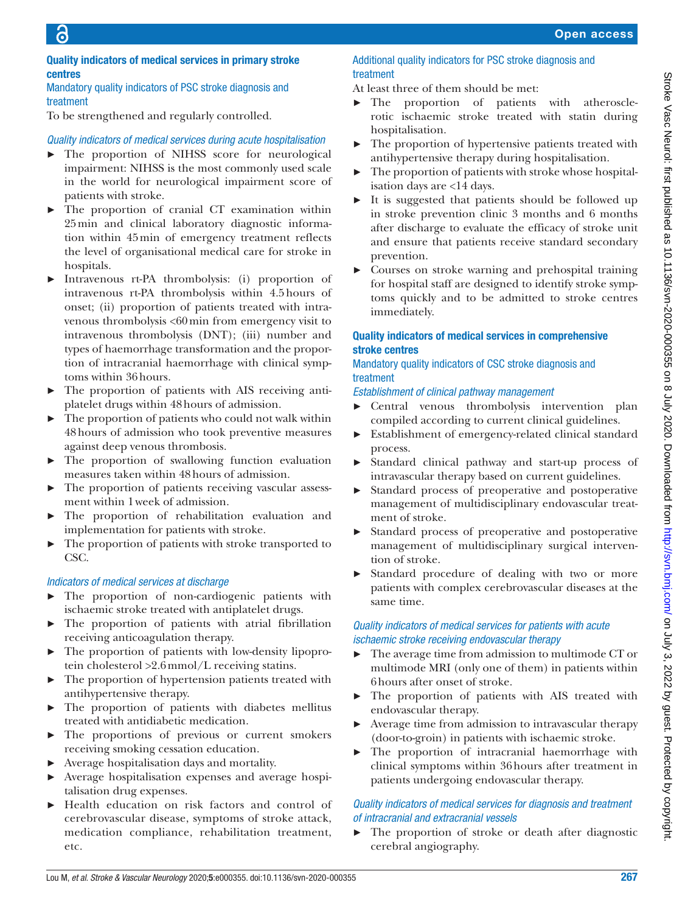## Quality indicators of medical services in primary stroke centres

### Mandatory quality indicators of PSC stroke diagnosis and treatment

To be strengthened and regularly controlled.

#### *Quality indicators of medical services during acute hospitalisation*

- The proportion of NIHSS score for neurological impairment: NIHSS is the most commonly used scale in the world for neurological impairment score of patients with stroke.
- The proportion of cranial CT examination within 25 min and clinical laboratory diagnostic information within 45 min of emergency treatment reflects the level of organisational medical care for stroke in hospitals.
- Intravenous rt-PA thrombolysis: (i) proportion of intravenous rt-PA thrombolysis within 4.5 hours of onset; (ii) proportion of patients treated with intravenous thrombolysis <60 min from emergency visit to intravenous thrombolysis (DNT); (iii) number and types of haemorrhage transformation and the proportion of intracranial haemorrhage with clinical symptoms within 36 hours.
- The proportion of patients with AIS receiving antiplatelet drugs within 48 hours of admission.
- The proportion of patients who could not walk within 48 hours of admission who took preventive measures against deep venous thrombosis.
- The proportion of swallowing function evaluation measures taken within 48 hours of admission.
- The proportion of patients receiving vascular assessment within 1 week of admission.
- The proportion of rehabilitation evaluation and implementation for patients with stroke.
- The proportion of patients with stroke transported to CSC.

#### *Indicators of medical services at discharge*

- The proportion of non-cardiogenic patients with ischaemic stroke treated with antiplatelet drugs.
- The proportion of patients with atrial fibrillation receiving anticoagulation therapy.
- The proportion of patients with low-density lipoprotein cholesterol >2.6 mmol/L receiving statins.
- The proportion of hypertension patients treated with antihypertensive therapy.
- The proportion of patients with diabetes mellitus treated with antidiabetic medication.
- The proportions of previous or current smokers receiving smoking cessation education.
- Average hospitalisation days and mortality.
- Average hospitalisation expenses and average hospitalisation drug expenses.
- Health education on risk factors and control of cerebrovascular disease, symptoms of stroke attack, medication compliance, rehabilitation treatment, etc.

### Additional quality indicators for PSC stroke diagnosis and treatment

At least three of them should be met:

- The proportion of patients with atherosclerotic ischaemic stroke treated with statin during hospitalisation.
- The proportion of hypertensive patients treated with antihypertensive therapy during hospitalisation.
- The proportion of patients with stroke whose hospitalisation days are <14 days.
- It is suggested that patients should be followed up in stroke prevention clinic 3 months and 6 months after discharge to evaluate the efficacy of stroke unit and ensure that patients receive standard secondary prevention.
- Courses on stroke warning and prehospital training for hospital staff are designed to identify stroke symptoms quickly and to be admitted to stroke centres immediately.

## Quality indicators of medical services in comprehensive stroke centres

### Mandatory quality indicators of CSC stroke diagnosis and treatment

#### *Establishment of clinical pathway management*

- Central venous thrombolysis intervention plan compiled according to current clinical guidelines.
- Establishment of emergency-related clinical standard process.
- Standard clinical pathway and start-up process of intravascular therapy based on current guidelines.
- Standard process of preoperative and postoperative management of multidisciplinary endovascular treatment of stroke.
- Standard process of preoperative and postoperative management of multidisciplinary surgical intervention of stroke.
- Standard procedure of dealing with two or more patients with complex cerebrovascular diseases at the same time.

#### *Quality indicators of medical services for patients with acute ischaemic stroke receiving endovascular therapy*

- The average time from admission to multimode CT or multimode MRI (only one of them) in patients within 6 hours after onset of stroke.
- The proportion of patients with AIS treated with endovascular therapy.
- Average time from admission to intravascular therapy (door-to-groin) in patients with ischaemic stroke.
- The proportion of intracranial haemorrhage with clinical symptoms within 36 hours after treatment in patients undergoing endovascular therapy.

#### *Quality indicators of medical services for diagnosis and treatment of intracranial and extracranial vessels*

- The proportion of stroke or death after diagnostic cerebral angiography.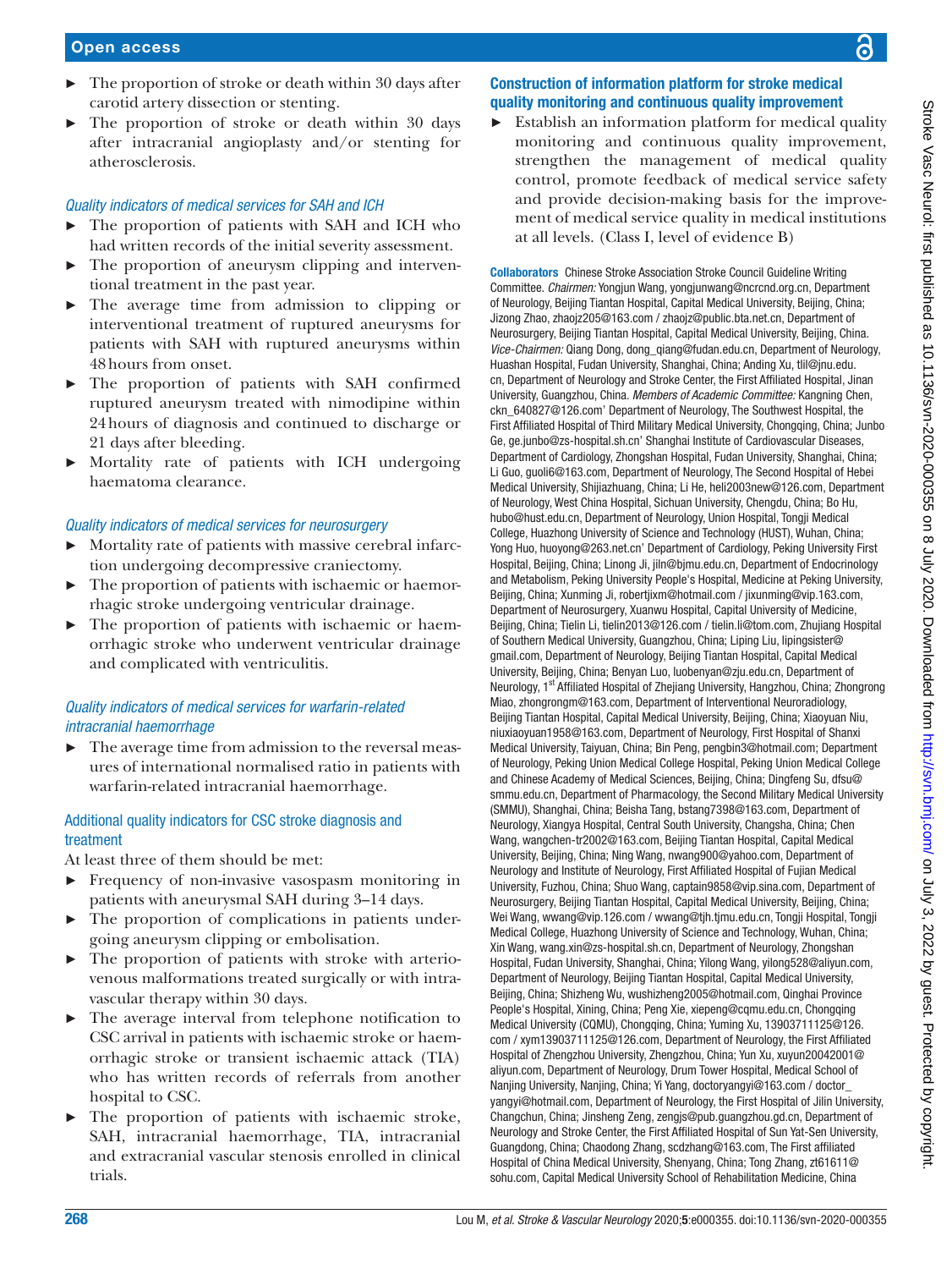- The proportion of stroke or death within 30 days after carotid artery dissection or stenting.
- The proportion of stroke or death within 30 days after intracranial angioplasty and/or stenting for atherosclerosis.

*Quality indicators of medical services for SAH and ICH*

- The proportion of patients with SAH and ICH who had written records of the initial severity assessment.
- The proportion of aneurysm clipping and interventional treatment in the past year.
- The average time from admission to clipping or interventional treatment of ruptured aneurysms for patients with SAH with ruptured aneurysms within 48 hours from onset.
- The proportion of patients with SAH confirmed ruptured aneurysm treated with nimodipine within 24 hours of diagnosis and continued to discharge or 21 days after bleeding.
- Mortality rate of patients with ICH undergoing haematoma clearance.

*Quality indicators of medical services for neurosurgery*

- Mortality rate of patients with massive cerebral infarction undergoing decompressive craniectomy.
- The proportion of patients with ischaemic or haemorrhagic stroke undergoing ventricular drainage.
- The proportion of patients with ischaemic or haemorrhagic stroke who underwent ventricular drainage and complicated with ventriculitis.

*Quality indicators of medical services for warfarin-related intracranial haemorrhage*

- The average time from admission to the reversal measures of international normalised ratio in patients with warfarin-related intracranial haemorrhage.

### Additional quality indicators for CSC stroke diagnosis and treatment

At least three of them should be met:

- Frequency of non-invasive vasospasm monitoring in patients with aneurysmal SAH during 3–14 days.
- The proportion of complications in patients undergoing aneurysm clipping or embolisation.
- The proportion of patients with stroke with arteriovenous malformations treated surgically or with intravascular therapy within 30 days.
- The average interval from telephone notification to CSC arrival in patients with ischaemic stroke or haemorrhagic stroke or transient ischaemic attack (TIA) who has written records of referrals from another hospital to CSC.
- The proportion of patients with ischaemic stroke, SAH, intracranial haemorrhage, TIA, intracranial and extracranial vascular stenosis enrolled in clinical trials.

## Construction of information platform for stroke medical quality monitoring and continuous quality improvement

- Establish an information platform for medical quality monitoring and continuous quality improvement, strengthen the management of medical quality control, promote feedback of medical service safety and provide decision-making basis for the improvement of medical service quality in medical institutions at all levels. (Class I, level of evidence B)

**Collaborators** Chinese Stroke Association Stroke Council Guideline Writing Committee. *Chairmen:* Yongjun Wang, yongjunwang@ncrcnd.org.cn, Department of Neurology, Beijing Tiantan Hospital, Capital Medical University, Beijing, China; Jizong Zhao, zhaojz205@163.com / zhaojz@public.bta.net.cn, Department of Neurosurgery, Beijing Tiantan Hospital, Capital Medical University, Beijing, China. *Vice-Chairmen:* Qiang Dong, dong_qiang@fudan.edu.cn, Department of Neurology, Huashan Hospital, Fudan University, Shanghai, China; Anding Xu, tlil@jnu.edu.cn, Department of Neurology and Stroke Center, the First Affiliated Hospital, Jinan University, Guangzhou, China. *Members of Academic Committee:* Kangning Chen, ckn_640827@126.com' Department of Neurology, The Southwest Hospital, the First Affiliated Hospital of Third Military Medical University, Chongqing, China; Junbo Ge, ge.junbo@zs-hospital.sh.cn' Shanghai Institute of Cardiovascular Diseases, Department of Cardiology, Zhongshan Hospital, Fudan University, Shanghai, China; Li Guo, guoli6@163.com, Department of Neurology, The Second Hospital of Hebei Medical University, Shijiazhuang, China; Li He, heli2003new@126.com, Department of Neurology, West China Hospital, Sichuan University, Chengdu, China; Bo Hu, hubo@hust.edu.cn, Department of Neurology, Union Hospital, Tongji Medical College, Huazhong University of Science and Technology (HUST), Wuhan, China; Yong Huo, huoyong@263.net.cn' Department of Cardiology, Peking University First Hospital, Beijing, China; Linong Ji, jiln@bjmu.edu.cn, Department of Endocrinology and Metabolism, Peking University People's Hospital, Medicine at Peking University, Beijing, China; Xunming Ji, robertjixm@hotmail.com / jixunming@vip.163.com, Department of Neurosurgery, Xuanwu Hospital, Capital University of Medicine, Beijing, China; Tielin Li, tielin2013@126.com / tielin.li@tom.com, Zhujiang Hospital of Southern Medical University, Guangzhou, China; Liping Liu, lipingsister@gmail.com, Department of Neurology, Beijing Tiantan Hospital, Capital Medical University, Beijing, China; Benyan Luo, luobenyan@zju.edu.cn, Department of Neurology, 1st Affiliated Hospital of Zhejiang University, Hangzhou, China; Zhongrong Miao, zhongrongm@163.com, Department of Interventional Neuroradiology, Beijing Tiantan Hospital, Capital Medical University, Beijing, China; Xiaoyuan Niu, niuxiaoyuan1958@163.com, Department of Neurology, First Hospital of Shanxi Medical University, Taiyuan, China; Bin Peng, pengbin3@hotmail.com; Department of Neurology, Peking Union Medical College Hospital, Peking Union Medical College and Chinese Academy of Medical Sciences, Beijing, China; Dingfeng Su, dfsu@smmu.edu.cn, Department of Pharmacology, the Second Military Medical University (SMMU), Shanghai, China; Beisha Tang, bstang7398@163.com, Department of Neurology, Xiangya Hospital, Central South University, Changsha, China; Chen Wang, wangchen-tr2002@163.com, Beijing Tiantan Hospital, Capital Medical University, Beijing, China; Ning Wang, nwang900@yahoo.com, Department of Neurology and Institute of Neurology, First Affiliated Hospital of Fujian Medical University, Fuzhou, China; Shuo Wang, captain9858@vip.sina.com, Department of Neurosurgery, Beijing Tiantan Hospital, Capital Medical University, Beijing, China; Wei Wang, wwang@vip.126.com / wwang@tjh.tjmu.edu.cn, Tongji Hospital, Tongji Medical College, Huazhong University of Science and Technology, Wuhan, China; Xin Wang, wang.xin@zs-hospital.sh.cn, Department of Neurology, Zhongshan Hospital, Fudan University, Shanghai, China; Yilong Wang, yilong528@aliyun.com, Department of Neurology, Beijing Tiantan Hospital, Capital Medical University, Beijing, China; Shizheng Wu, wushizheng2005@hotmail.com, Qinghai Province People's Hospital, Xining, China; Peng Xie, xiepeng@cqmu.edu.cn, Chongqing Medical University (CQMU), Chongqing, China; Yuming Xu, 13903711125@126.com / xym13903711125@126.com, Department of Neurology, the First Affiliated Hospital of Zhengzhou University, Zhengzhou, China; Yun Xu, xuyun20042001@aliyun.com, Department of Neurology, Drum Tower Hospital, Medical School of Nanjing University, Nanjing, China; Yi Yang, doctoryangyi@163.com / doctor_yangyi@hotmail.com, Department of Neurology, the First Hospital of Jilin University, Changchun, China; Jinsheng Zeng, zengjs@pub.guangzhou.gd.cn, Department of Neurology and Stroke Center, the First Affiliated Hospital of Sun Yat-Sen University, Guangdong, China; Chaodong Zhang, scdzhang@163.com, The First affiliated Hospital of China Medical University, Shenyang, China; Tong Zhang, zt61611@sohu.com, Capital Medical University School of Rehabilitation Medicine, China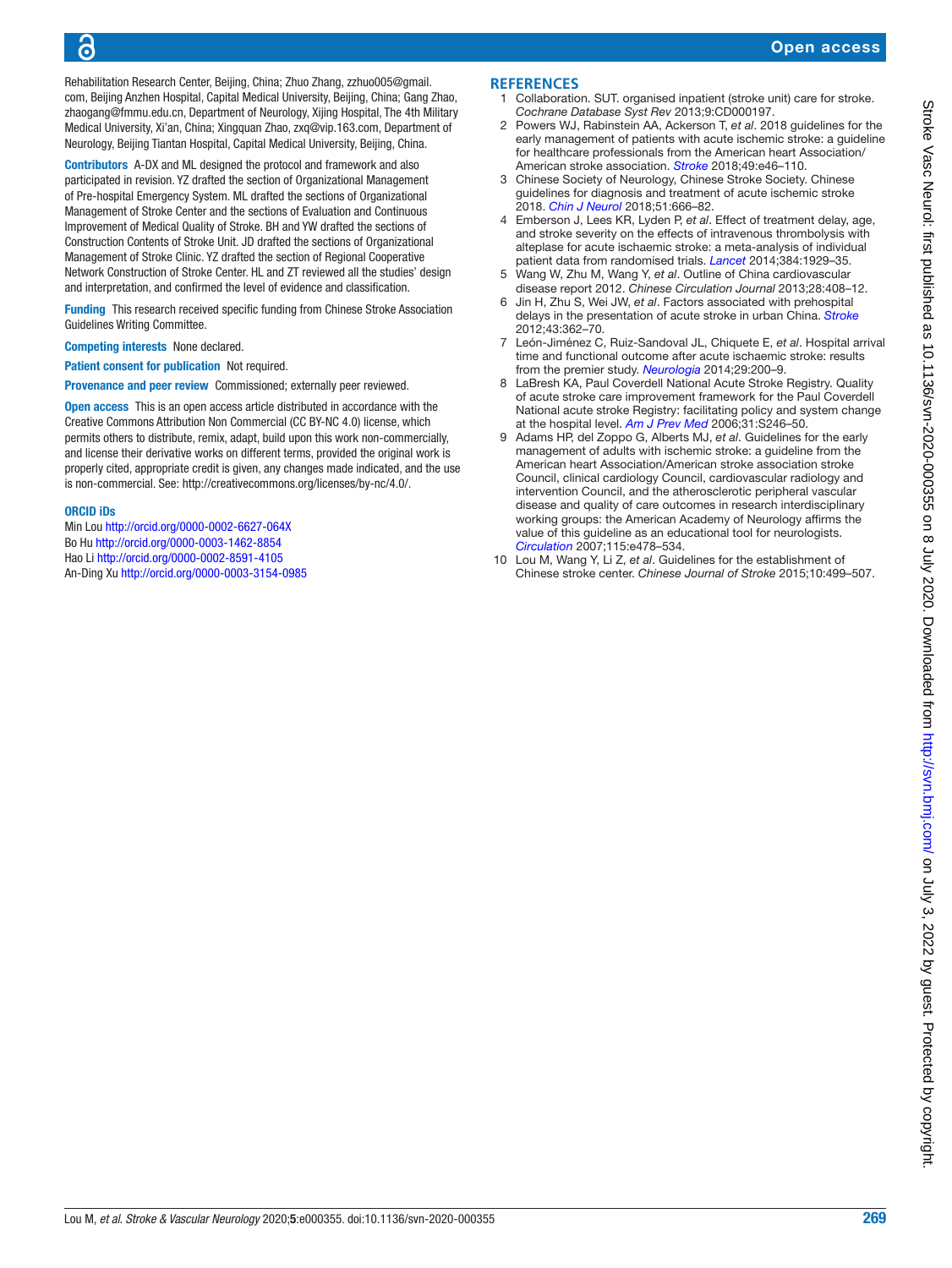Rehabilitation Research Center, Beijing, China; Zhuo Zhang, zzhuo005@gmail.com, Beijing Anzhen Hospital, Capital Medical University, Beijing, China; Gang Zhao, zhaogang@fmmu.edu.cn, Department of Neurology, Xijing Hospital, The 4th Military Medical University, Xi'an, China; Xingquan Zhao, zxq@vip.163.com, Department of Neurology, Beijing Tiantan Hospital, Capital Medical University, Beijing, China.

**Contributors** A-DX and ML designed the protocol and framework and also participated in revision. YZ drafted the section of Organizational Management of Pre-hospital Emergency System. ML drafted the sections of Organizational Management of Stroke Center and the sections of Evaluation and Continuous Improvement of Medical Quality of Stroke. BH and YW drafted the sections of Construction Contents of Stroke Unit. JD drafted the sections of Organizational Management of Stroke Clinic. YZ drafted the section of Regional Cooperative Network Construction of Stroke Center. HL and ZT reviewed all the studies' design and interpretation, and confirmed the level of evidence and classification.

**Funding** This research received specific funding from Chinese Stroke Association Guidelines Writing Committee.

**Competing interests** None declared.

**Patient consent for publication** Not required.

**Provenance and peer review** Commissioned; externally peer reviewed.

**Open access** This is an open access article distributed in accordance with the Creative Commons Attribution Non Commercial (CC BY-NC 4.0) license, which permits others to distribute, remix, adapt, build upon this work non-commercially, and license their derivative works on different terms, provided the original work is properly cited, appropriate credit is given, any changes made indicated, and the use is non-commercial. See: http://creativecommons.org/licenses/by-nc/4.0/.

**ORCID iDs**

Min Lou http://orcid.org/0000-0002-6627-064X
Bo Hu http://orcid.org/0000-0003-1462-8854
Hao Li http://orcid.org/0000-0002-8591-4105
An-Ding Xu http://orcid.org/0000-0003-3154-0985

## REFERENCES

1. Collaboration. SUT. organised inpatient (stroke unit) care for stroke. *Cochrane Database Syst Rev* 2013;9:CD000197.
2. Powers WJ, Rabinstein AA, Ackerson T, *et al*. 2018 guidelines for the early management of patients with acute ischemic stroke: a guideline for healthcare professionals from the American heart Association/American stroke association. *Stroke* 2018;49:e46–110.
3. Chinese Society of Neurology, Chinese Stroke Society. Chinese guidelines for diagnosis and treatment of acute ischemic stroke 2018. *Chin J Neurol* 2018;51:666–82.
4. Emberson J, Lees KR, Lyden P, *et al*. Effect of treatment delay, age, and stroke severity on the effects of intravenous thrombolysis with alteplase for acute ischaemic stroke: a meta-analysis of individual patient data from randomised trials. *Lancet* 2014;384:1929–35.
5. Wang W, Zhu M, Wang Y, *et al*. Outline of China cardiovascular disease report 2012. *Chinese Circulation Journal* 2013;28:408–12.
6. Jin H, Zhu S, Wei JW, *et al*. Factors associated with prehospital delays in the presentation of acute stroke in urban China. *Stroke* 2012;43:362–70.
7. León-Jiménez C, Ruiz-Sandoval JL, Chiquete E, *et al*. Hospital arrival time and functional outcome after acute ischaemic stroke: results from the premier study. *Neurologia* 2014;29:200–9.
8. LaBresh KA, Paul Coverdell National Acute Stroke Registry. Quality of acute stroke care improvement framework for the Paul Coverdell National acute stroke Registry: facilitating policy and system change at the hospital level. *Am J Prev Med* 2006;31:S246–50.
9. Adams HP, del Zoppo G, Alberts MJ, *et al*. Guidelines for the early management of adults with ischemic stroke: a guideline from the American heart Association/American stroke association stroke Council, clinical cardiology Council, cardiovascular radiology and intervention Council, and the atherosclerotic peripheral vascular disease and quality of care outcomes in research interdisciplinary working groups: the American Academy of Neurology affirms the value of this guideline as an educational tool for neurologists. *Circulation* 2007;115:e478–534.
10. Lou M, Wang Y, Li Z, *et al*. Guidelines for the establishment of Chinese stroke center. *Chinese Journal of Stroke* 2015;10:499–507.